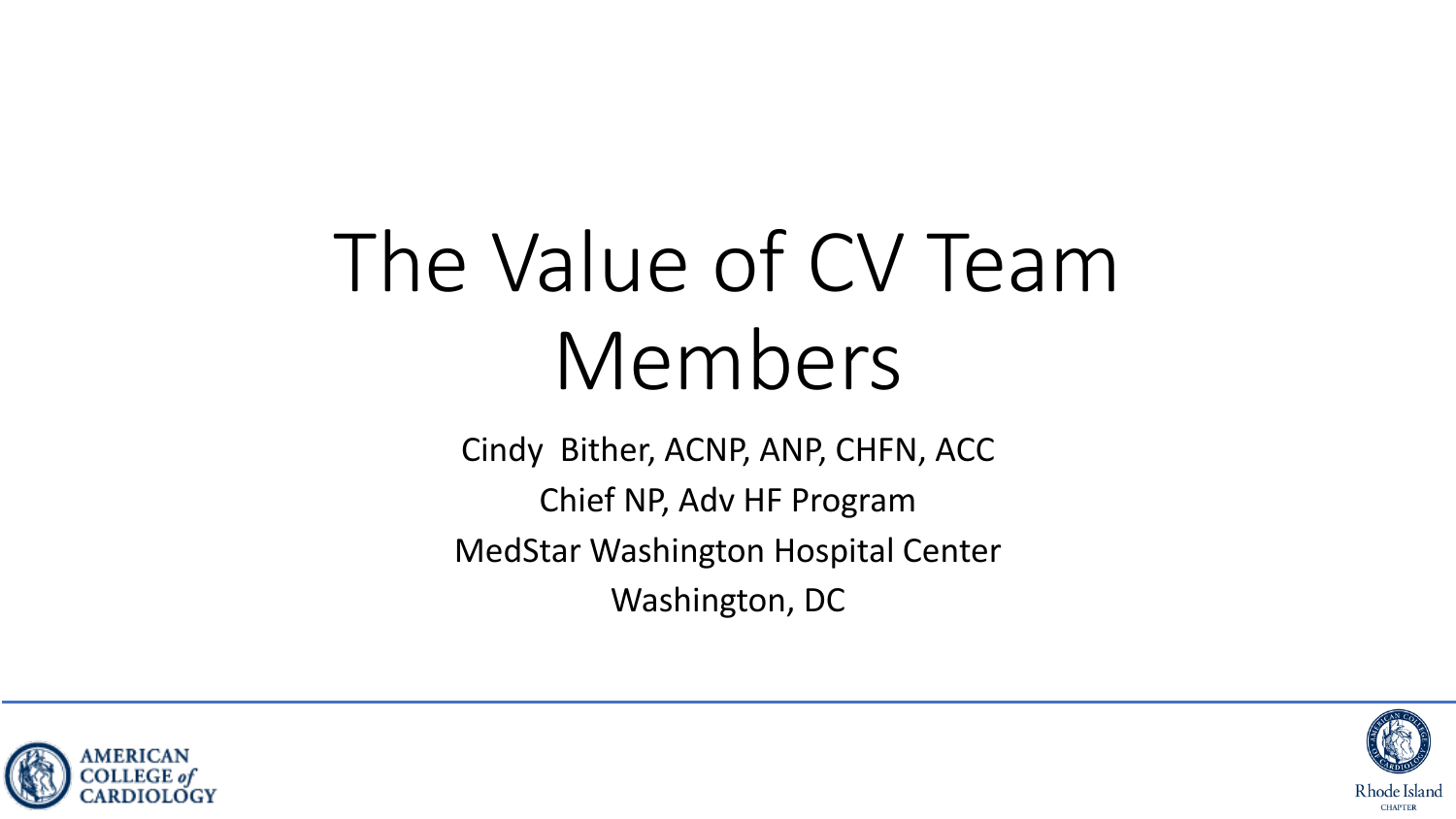# The Value of CV Team Members

Cindy Bither, ACNP, ANP, CHFN, ACC

Chief NP, Adv HF Program

MedStar Washington Hospital Center

Washington, DC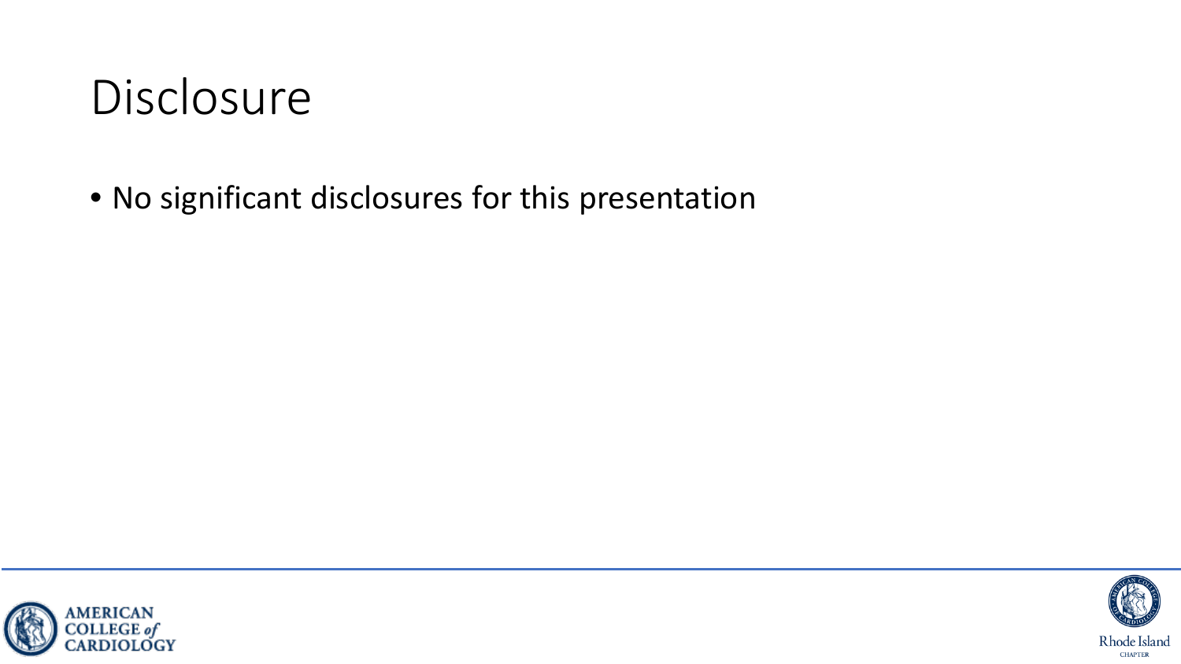# Disclosure

- No significant disclosures for this presentation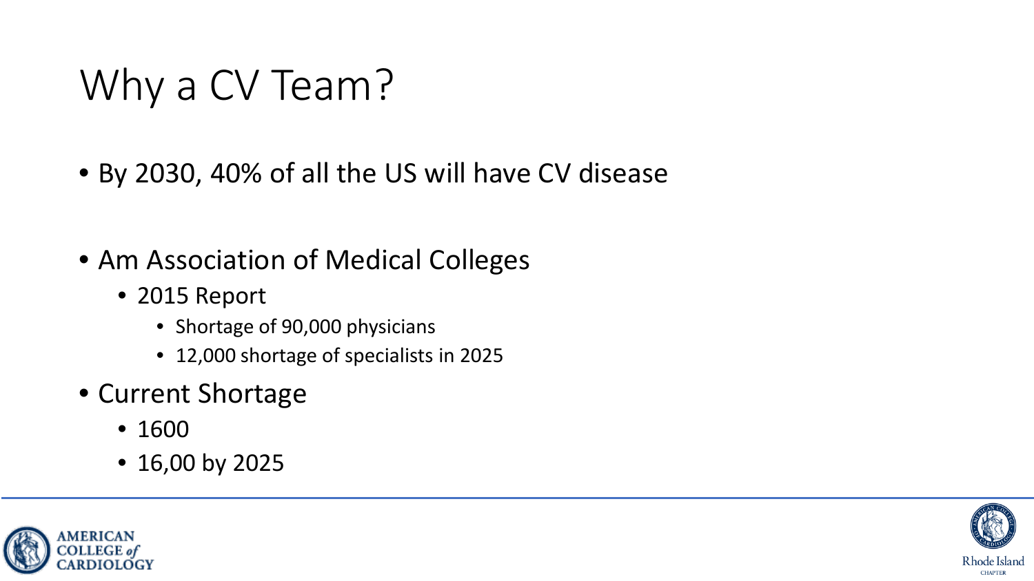# Why a CV Team?

- By 2030, 40% of all the US will have CV disease

- Am Association of Medical Colleges
  - 2015 Report
    - Shortage of 90,000 physicians
    - 12,000 shortage of specialists in 2025
- Current Shortage
  - 1600
  - 16,00 by 2025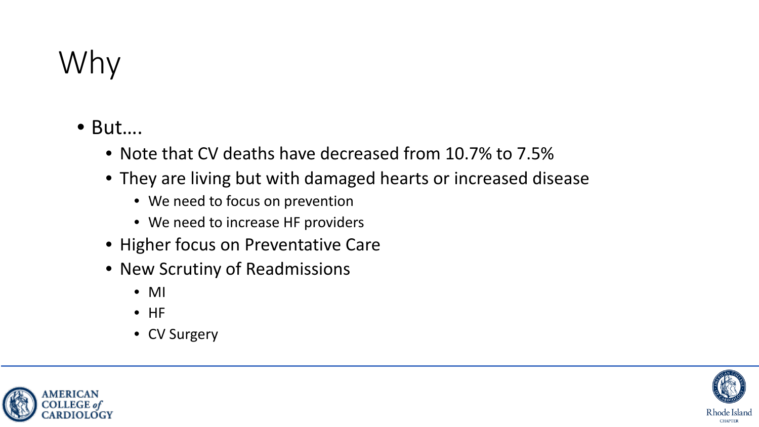# Why

- But….
  - Note that CV deaths have decreased from 10.7% to 7.5%
  - They are living but with damaged hearts or increased disease
    - We need to focus on prevention
    - We need to increase HF providers
  - Higher focus on Preventative Care
  - New Scrutiny of Readmissions
    - MI
    - HF
    - CV Surgery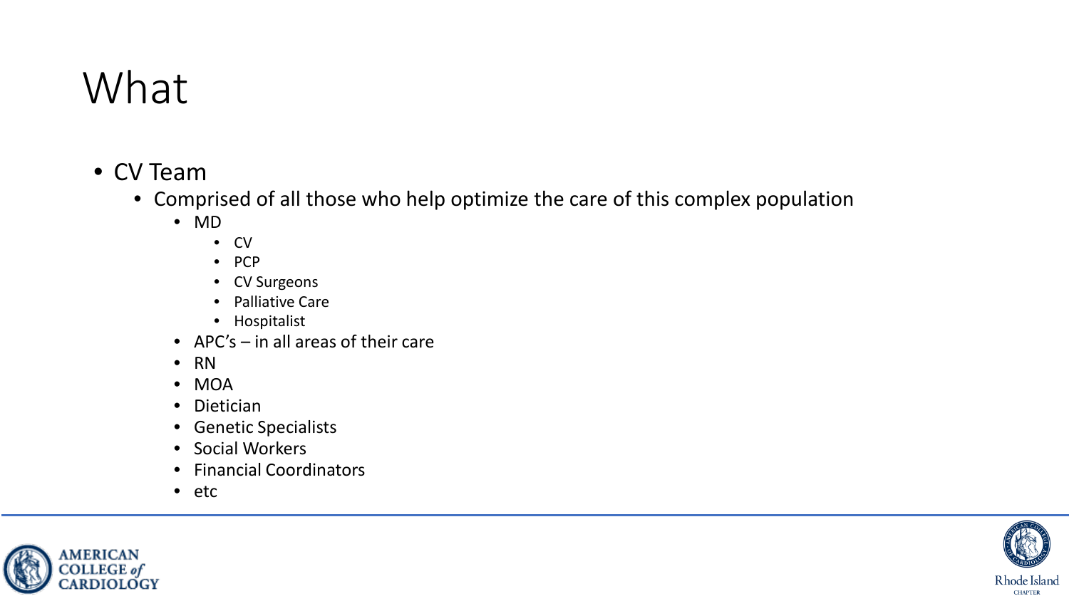# What

- CV Team
  - Comprised of all those who help optimize the care of this complex population
    - MD
      - CV
      - PCP
      - CV Surgeons
      - Palliative Care
      - Hospitalist
    - APC's – in all areas of their care
    - RN
    - MOA
    - Dietician
    - Genetic Specialists
    - Social Workers
    - Financial Coordinators
    - etc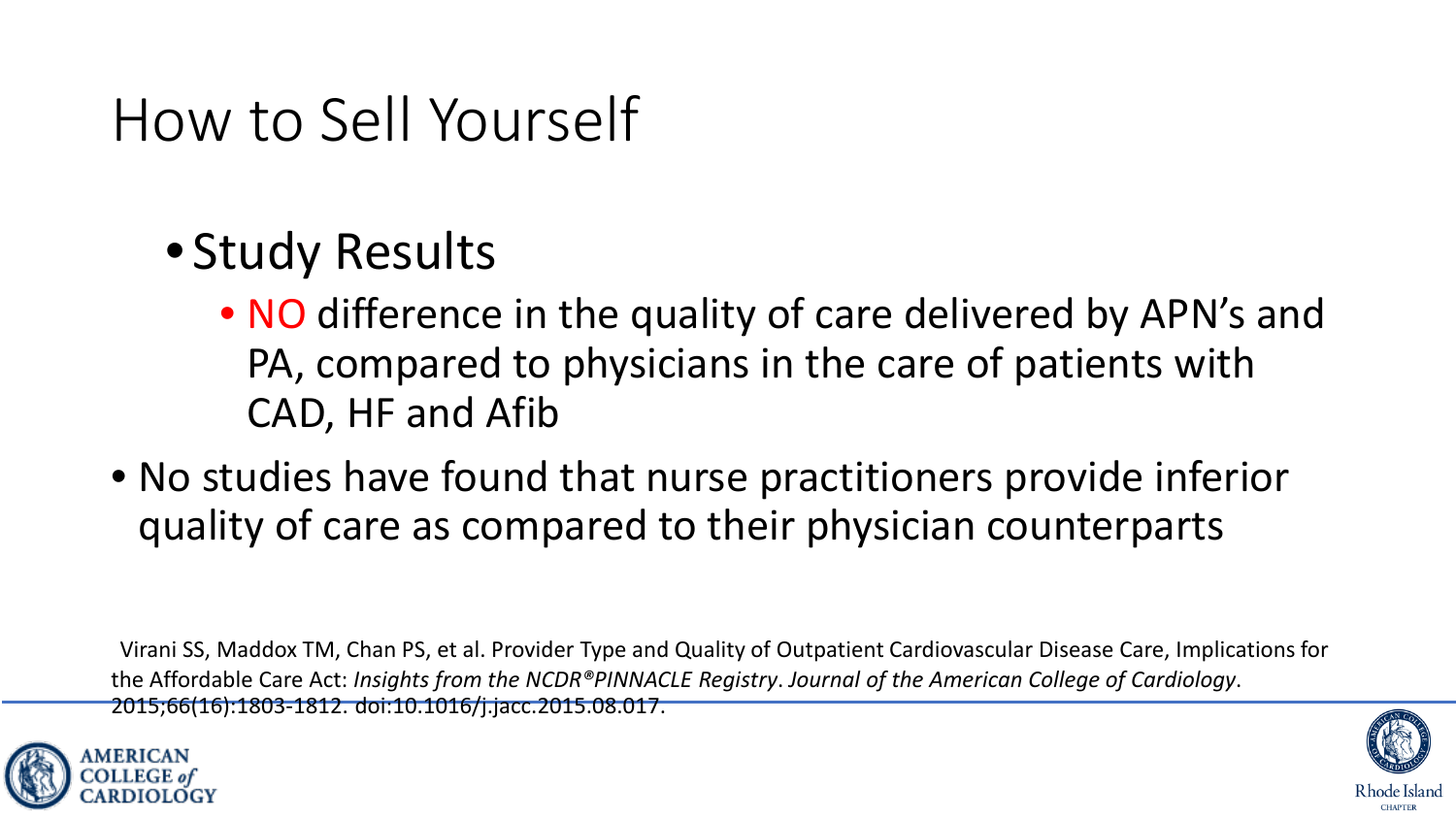# How to Sell Yourself

- Study Results
  - NO difference in the quality of care delivered by APN's and PA, compared to physicians in the care of patients with CAD, HF and Afib
- No studies have found that nurse practitioners provide inferior quality of care as compared to their physician counterparts

Virani SS, Maddox TM, Chan PS, et al. Provider Type and Quality of Outpatient Cardiovascular Disease Care, Implications for the Affordable Care Act: *Insights from the NCDR®PINNACLE Registry*. *Journal of the American College of Cardiology*. 2015;66(16):1803-1812. doi:10.1016/j.jacc.2015.08.017.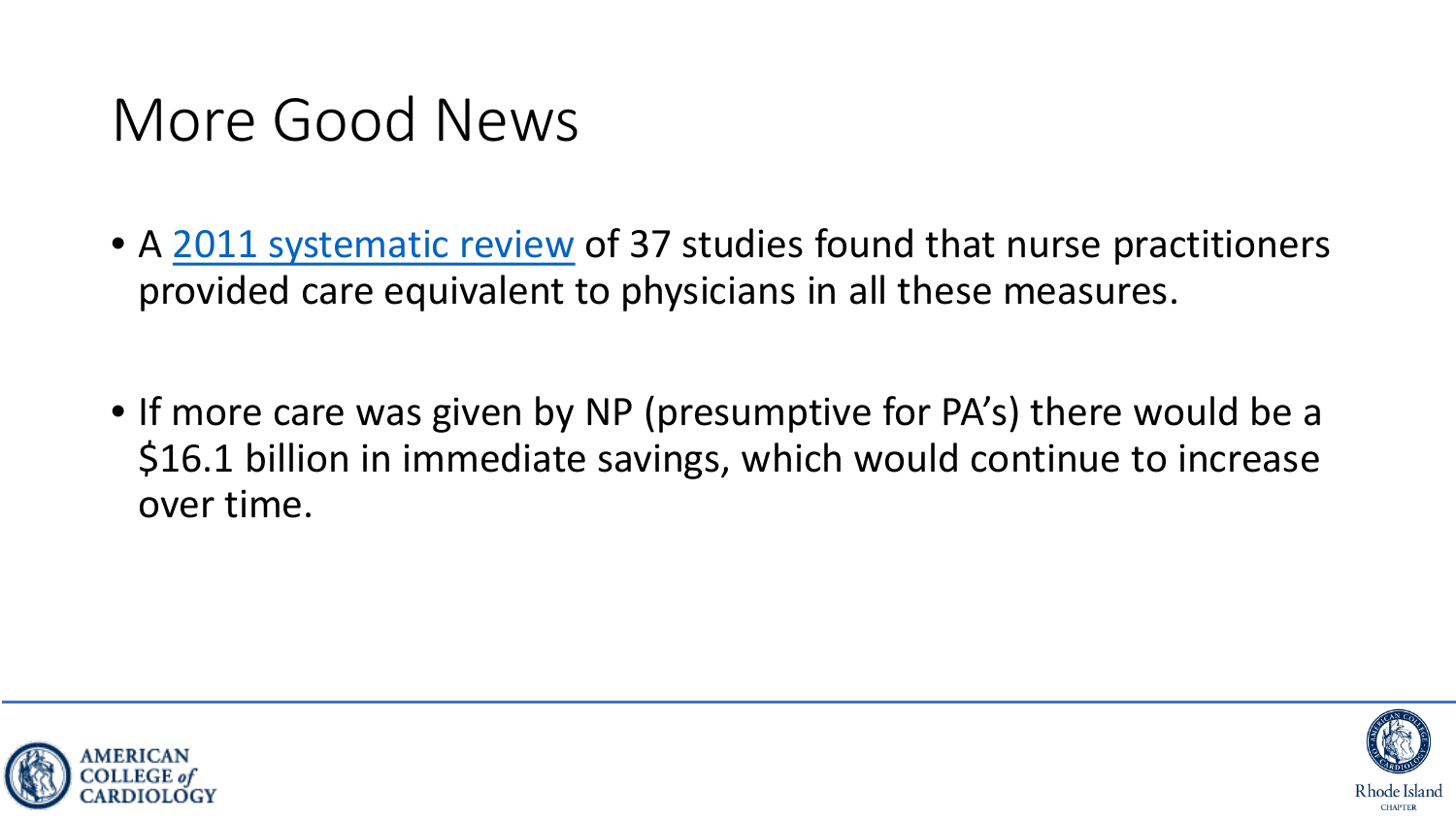# More Good News

- A [2011 systematic review](2011 systematic review) of 37 studies found that nurse practitioners provided care equivalent to physicians in all these measures.

- If more care was given by NP (presumptive for PA's) there would be a $16.1 billion in immediate savings, which would continue to increase over time.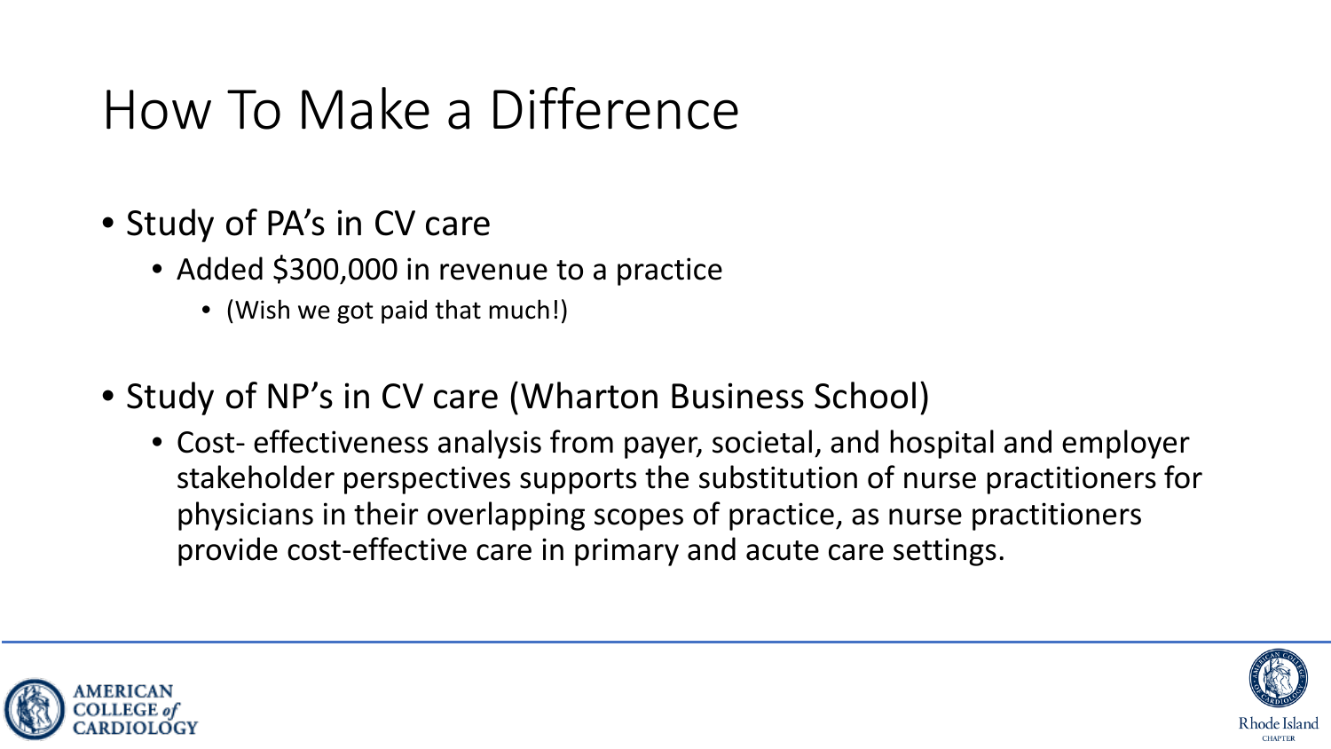# How To Make a Difference

- Study of PA's in CV care
  - Added $300,000 in revenue to a practice
    - (Wish we got paid that much!)

- Study of NP's in CV care (Wharton Business School)
  - Cost- effectiveness analysis from payer, societal, and hospital and employer stakeholder perspectives supports the substitution of nurse practitioners for physicians in their overlapping scopes of practice, as nurse practitioners provide cost-effective care in primary and acute care settings.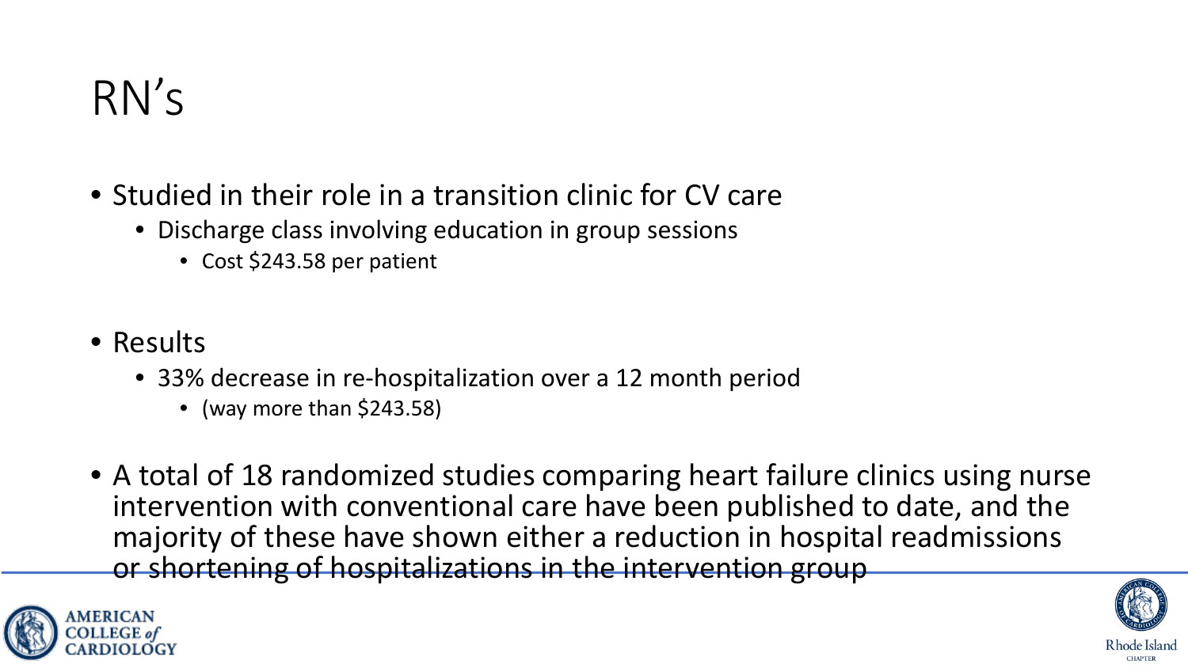# RN's

- Studied in their role in a transition clinic for CV care
  - Discharge class involving education in group sessions
    - Cost $243.58 per patient
- Results
  - 33% decrease in re-hospitalization over a 12 month period
    - (way more than $243.58)
- A total of 18 randomized studies comparing heart failure clinics using nurse intervention with conventional care have been published to date, and the majority of these have shown either a reduction in hospital readmissions or shortening of hospitalizations in the intervention group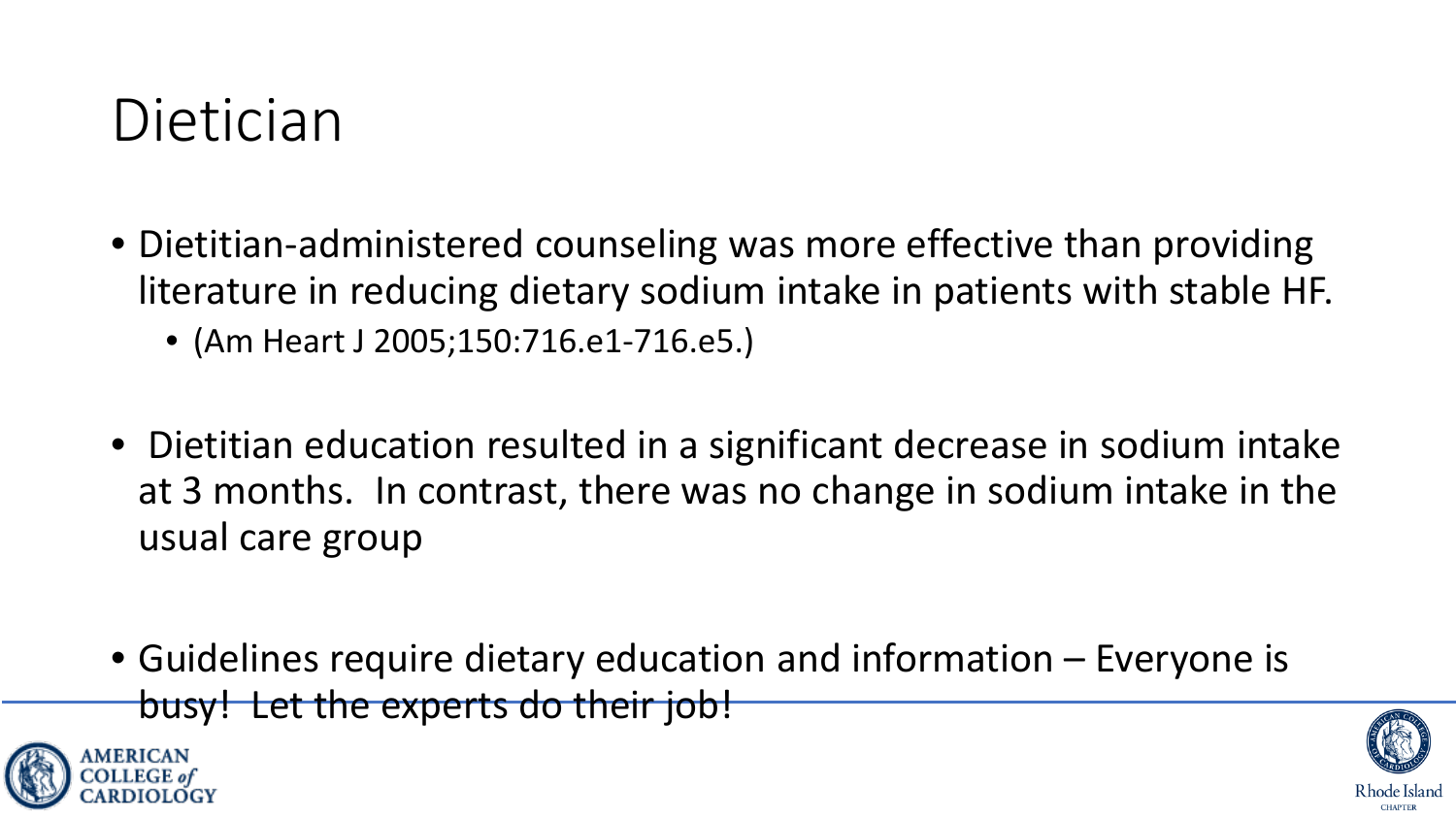# Dietician

- Dietitian-administered counseling was more effective than providing literature in reducing dietary sodium intake in patients with stable HF.
  - (Am Heart J 2005;150:716.e1-716.e5.)

- Dietitian education resulted in a significant decrease in sodium intake at 3 months. In contrast, there was no change in sodium intake in the usual care group

- Guidelines require dietary education and information – Everyone is busy! Let the experts do their job!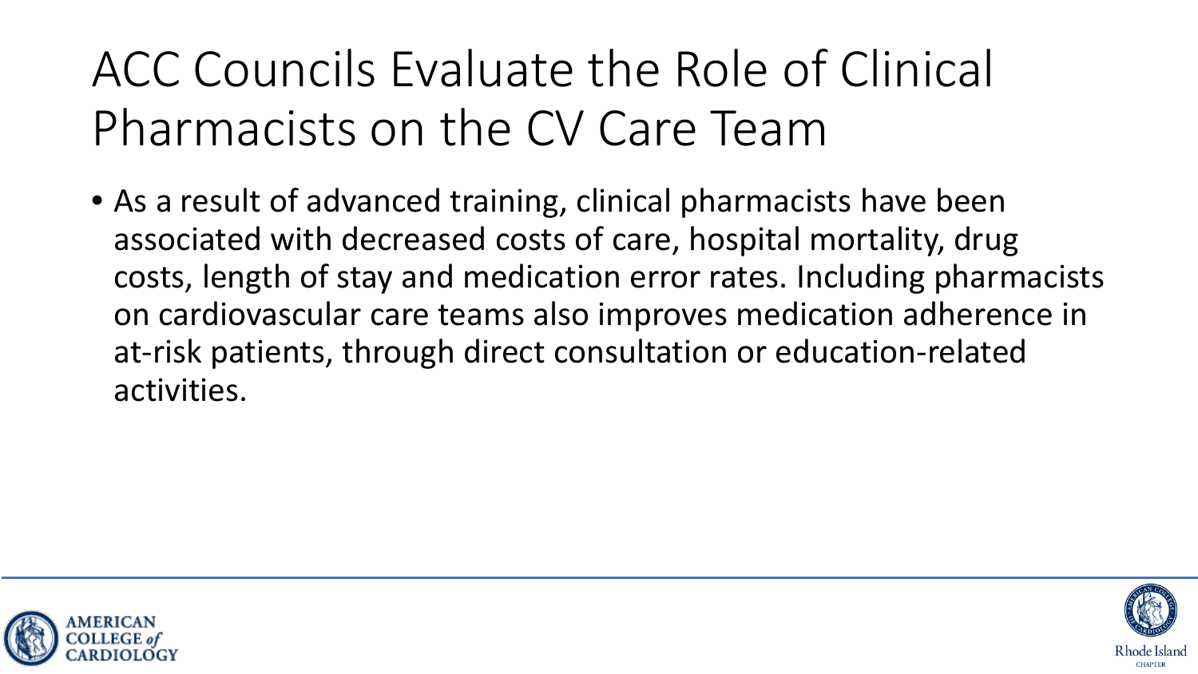# ACC Councils Evaluate the Role of Clinical Pharmacists on the CV Care Team

- As a result of advanced training, clinical pharmacists have been associated with decreased costs of care, hospital mortality, drug costs, length of stay and medication error rates. Including pharmacists on cardiovascular care teams also improves medication adherence in at-risk patients, through direct consultation or education-related activities.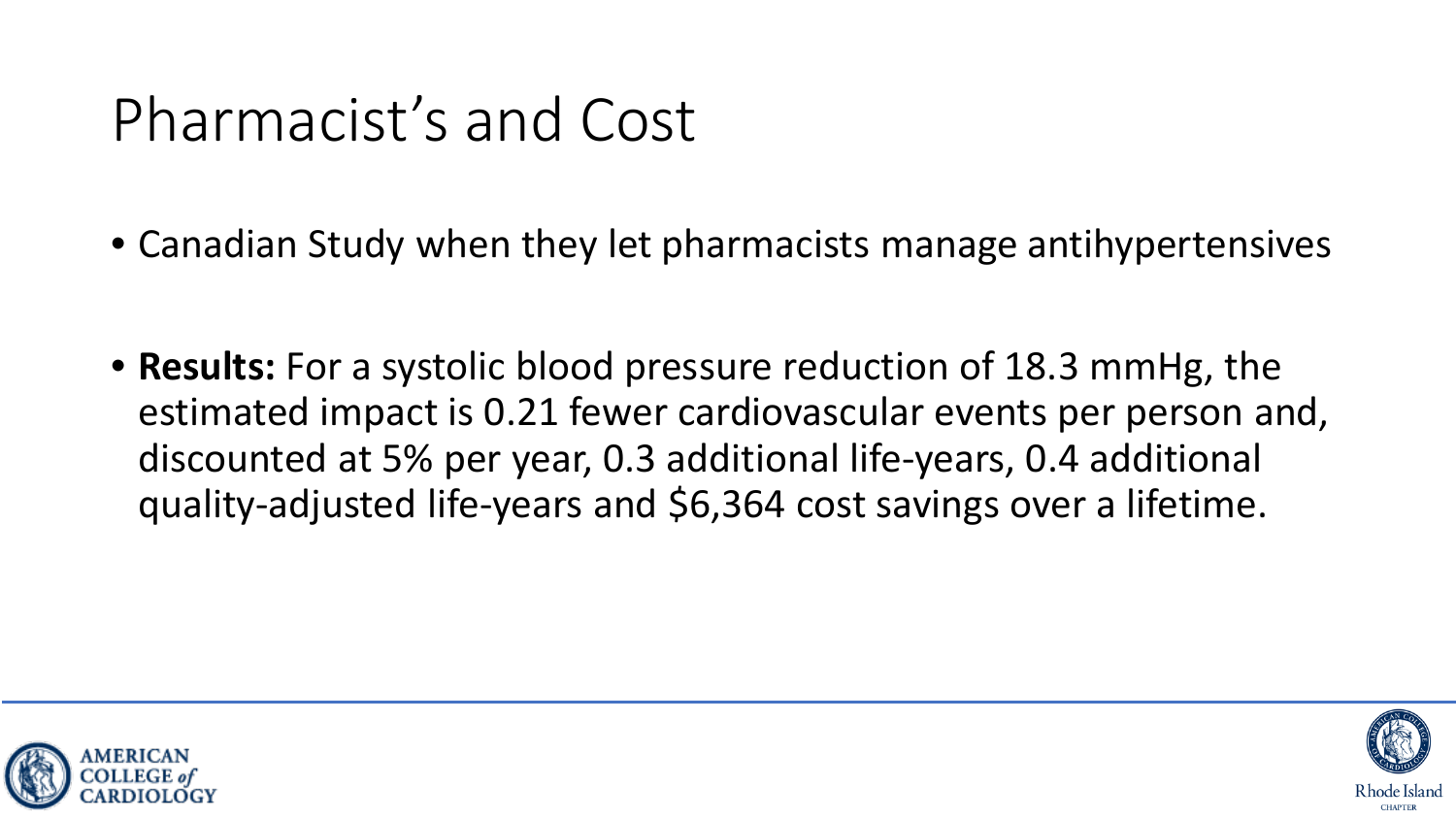# Pharmacist's and Cost

- Canadian Study when they let pharmacists manage antihypertensives

- **Results:** For a systolic blood pressure reduction of 18.3 mmHg, the estimated impact is 0.21 fewer cardiovascular events per person and, discounted at 5% per year, 0.3 additional life-years, 0.4 additional quality-adjusted life-years and $6,364 cost savings over a lifetime.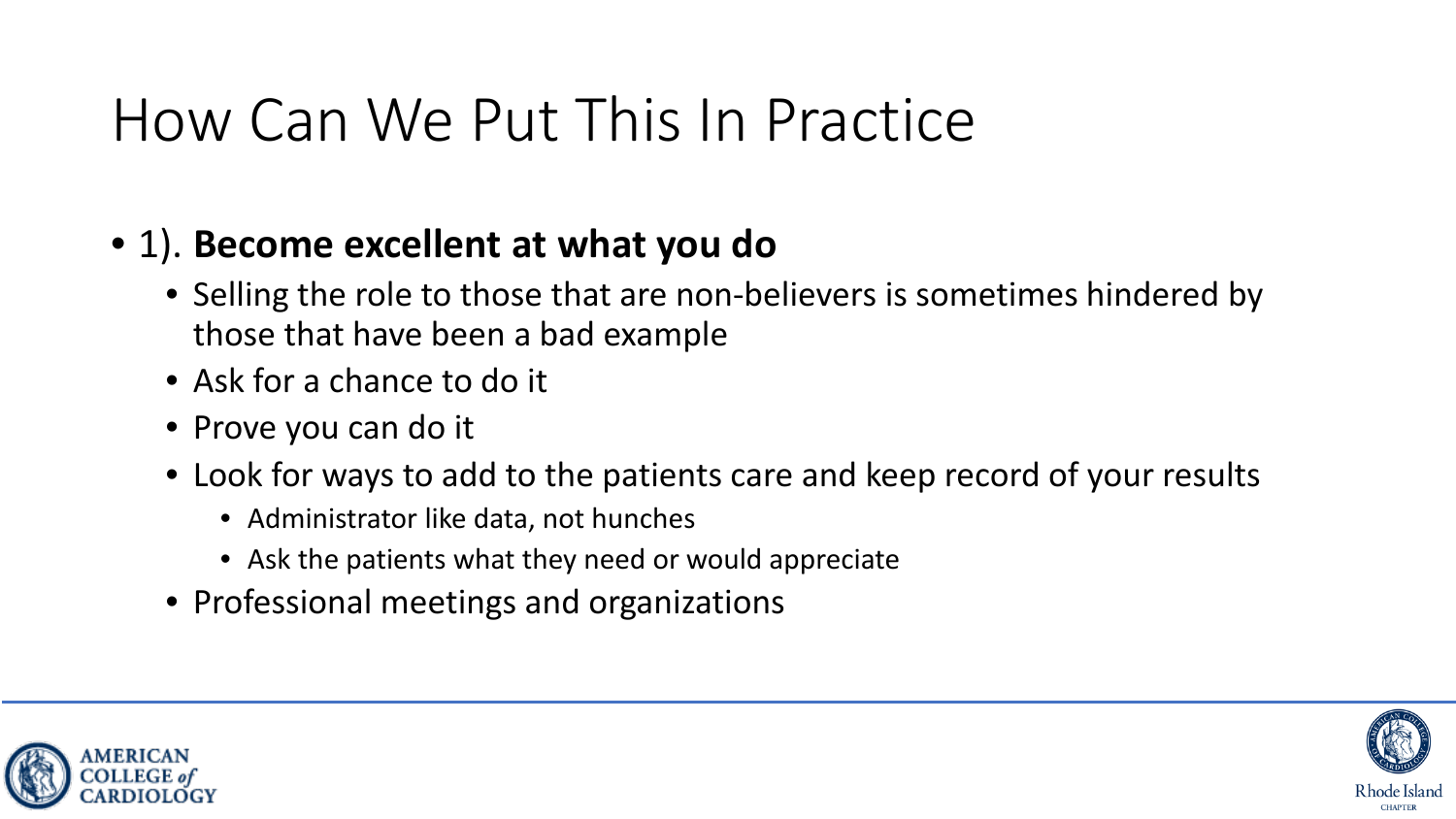# How Can We Put This In Practice

- 1). **Become excellent at what you do**
  - Selling the role to those that are non-believers is sometimes hindered by those that have been a bad example
  - Ask for a chance to do it
  - Prove you can do it
  - Look for ways to add to the patients care and keep record of your results
    - Administrator like data, not hunches
    - Ask the patients what they need or would appreciate
  - Professional meetings and organizations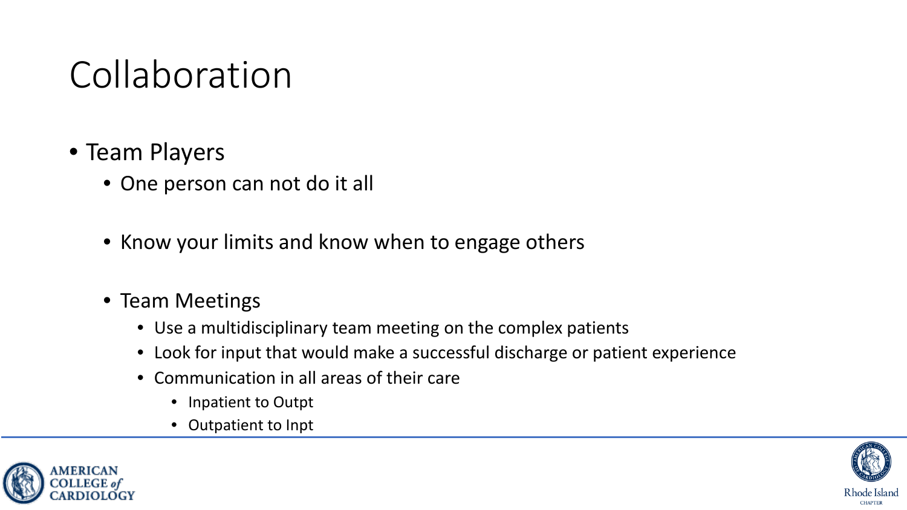# Collaboration

- Team Players
  - One person can not do it all
  - Know your limits and know when to engage others
  - Team Meetings
    - Use a multidisciplinary team meeting on the complex patients
    - Look for input that would make a successful discharge or patient experience
    - Communication in all areas of their care
      - Inpatient to Outpt
      - Outpatient to Inpt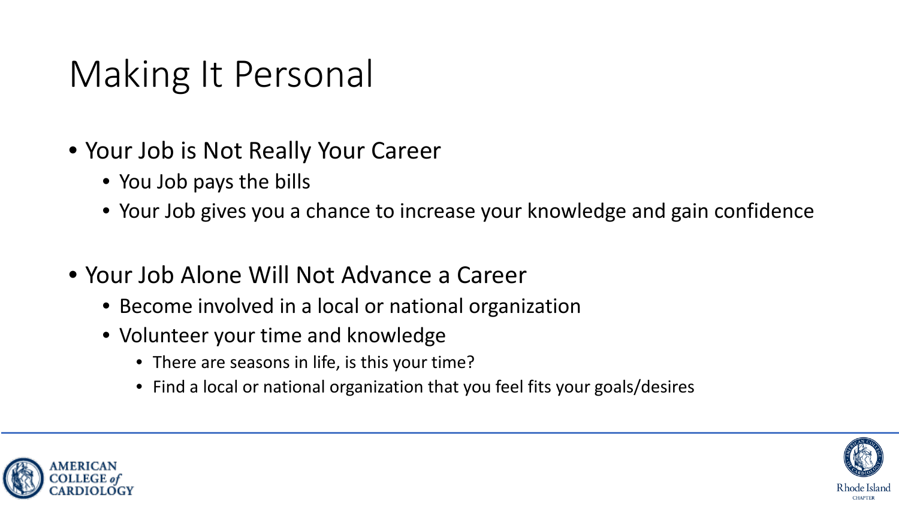# Making It Personal

- Your Job is Not Really Your Career
  - You Job pays the bills
  - Your Job gives you a chance to increase your knowledge and gain confidence
- Your Job Alone Will Not Advance a Career
  - Become involved in a local or national organization
  - Volunteer your time and knowledge
    - There are seasons in life, is this your time?
    - Find a local or national organization that you feel fits your goals/desires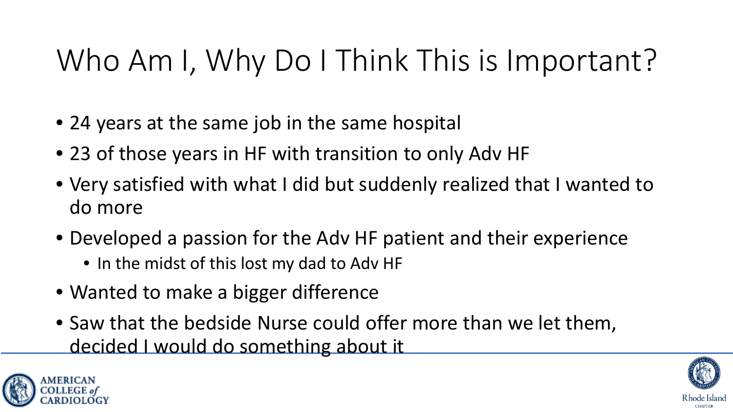# Who Am I, Why Do I Think This is Important?

- 24 years at the same job in the same hospital
- 23 of those years in HF with transition to only Adv HF
- Very satisfied with what I did but suddenly realized that I wanted to do more
- Developed a passion for the Adv HF patient and their experience
  - In the midst of this lost my dad to Adv HF
- Wanted to make a bigger difference
- Saw that the bedside Nurse could offer more than we let them, decided I would do something about it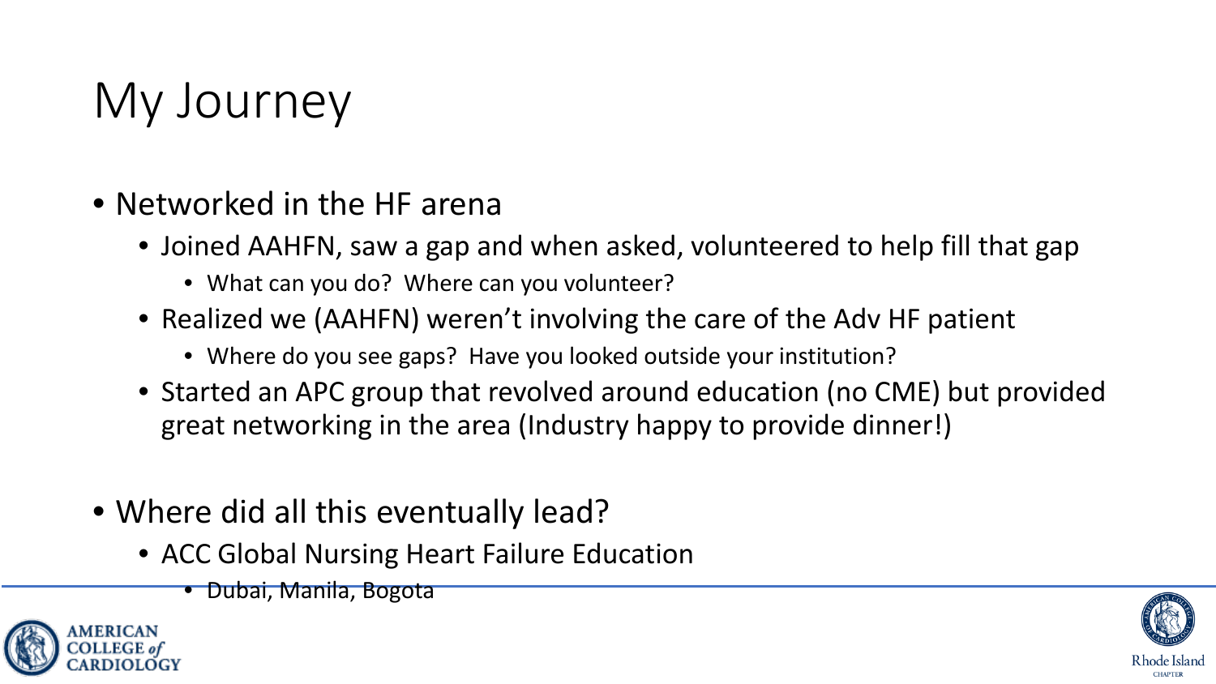# My Journey

- Networked in the HF arena
  - Joined AAHFN, saw a gap and when asked, volunteered to help fill that gap
    - What can you do? Where can you volunteer?
  - Realized we (AAHFN) weren't involving the care of the Adv HF patient
    - Where do you see gaps? Have you looked outside your institution?
  - Started an APC group that revolved around education (no CME) but provided great networking in the area (Industry happy to provide dinner!)

- Where did all this eventually lead?
  - ACC Global Nursing Heart Failure Education
    - Dubai, Manila, Bogota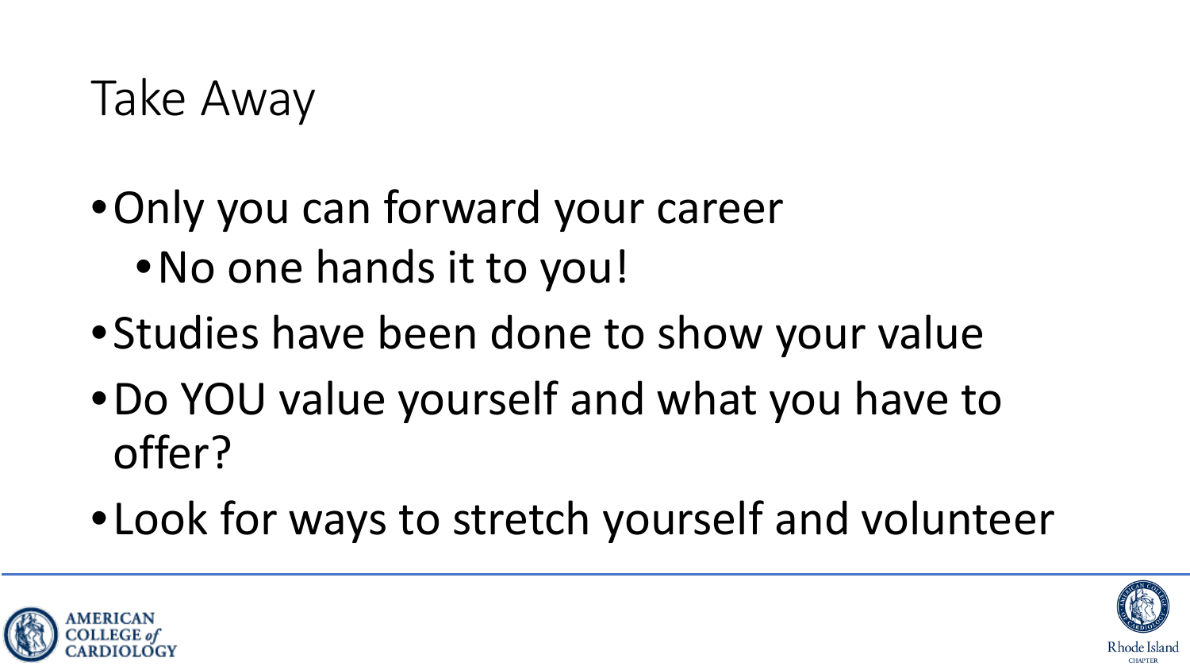# Take Away

- Only you can forward your career
  - No one hands it to you!
- Studies have been done to show your value
- Do YOU value yourself and what you have to offer?
- Look for ways to stretch yourself and volunteer